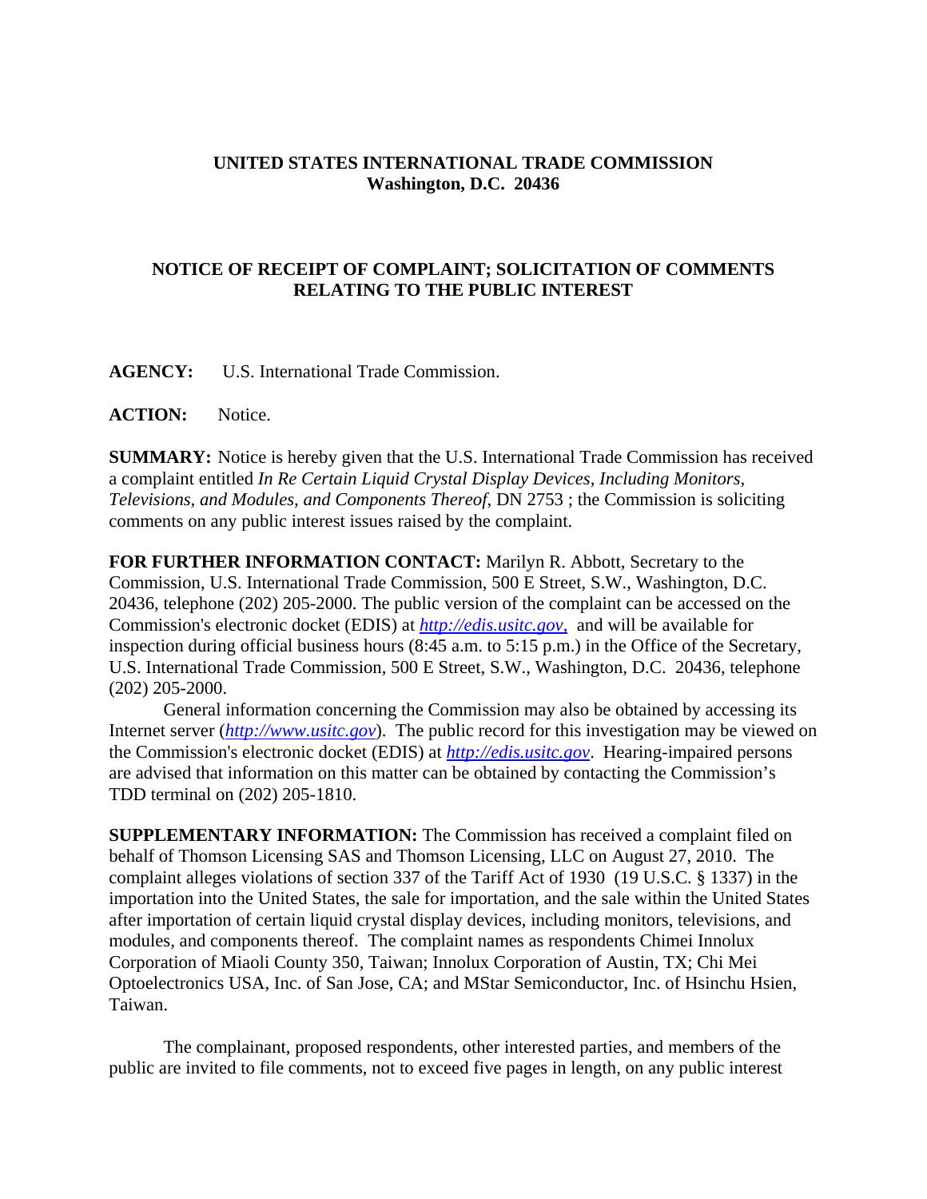**UNITED STATES INTERNATIONAL TRADE COMMISSION**
**Washington, D.C. 20436**

**NOTICE OF RECEIPT OF COMPLAINT; SOLICITATION OF COMMENTS RELATING TO THE PUBLIC INTEREST**

**AGENCY:** U.S. International Trade Commission.

**ACTION:** Notice.

**SUMMARY:** Notice is hereby given that the U.S. International Trade Commission has received a complaint entitled *In Re Certain Liquid Crystal Display Devices, Including Monitors, Televisions, and Modules, and Components Thereof*, DN 2753 ; the Commission is soliciting comments on any public interest issues raised by the complaint.

**FOR FURTHER INFORMATION CONTACT:** Marilyn R. Abbott, Secretary to the Commission, U.S. International Trade Commission, 500 E Street, S.W., Washington, D.C. 20436, telephone (202) 205-2000. The public version of the complaint can be accessed on the Commission's electronic docket (EDIS) at *http://edis.usitc.gov*, and will be available for inspection during official business hours (8:45 a.m. to 5:15 p.m.) in the Office of the Secretary, U.S. International Trade Commission, 500 E Street, S.W., Washington, D.C. 20436, telephone (202) 205-2000.

General information concerning the Commission may also be obtained by accessing its Internet server (*http://www.usitc.gov*). The public record for this investigation may be viewed on the Commission's electronic docket (EDIS) at *http://edis.usitc.gov*. Hearing-impaired persons are advised that information on this matter can be obtained by contacting the Commission's TDD terminal on (202) 205-1810.

**SUPPLEMENTARY INFORMATION:** The Commission has received a complaint filed on behalf of Thomson Licensing SAS and Thomson Licensing, LLC on August 27, 2010. The complaint alleges violations of section 337 of the Tariff Act of 1930 (19 U.S.C. § 1337) in the importation into the United States, the sale for importation, and the sale within the United States after importation of certain liquid crystal display devices, including monitors, televisions, and modules, and components thereof. The complaint names as respondents Chimei Innolux Corporation of Miaoli County 350, Taiwan; Innolux Corporation of Austin, TX; Chi Mei Optoelectronics USA, Inc. of San Jose, CA; and MStar Semiconductor, Inc. of Hsinchu Hsien, Taiwan.

The complainant, proposed respondents, other interested parties, and members of the public are invited to file comments, not to exceed five pages in length, on any public interest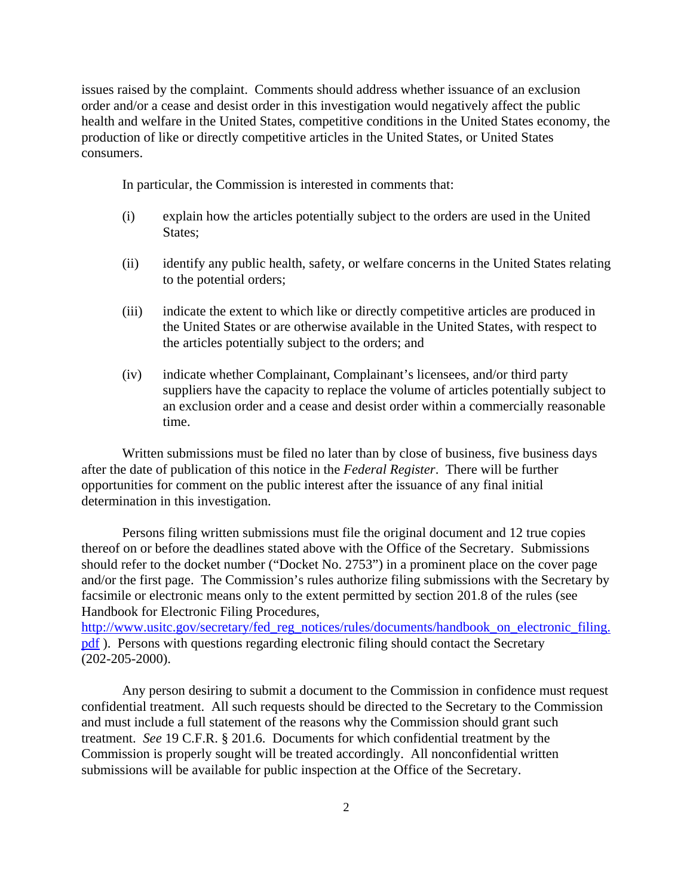issues raised by the complaint. Comments should address whether issuance of an exclusion order and/or a cease and desist order in this investigation would negatively affect the public health and welfare in the United States, competitive conditions in the United States economy, the production of like or directly competitive articles in the United States, or United States consumers.

In particular, the Commission is interested in comments that:

(i) explain how the articles potentially subject to the orders are used in the United States;

(ii) identify any public health, safety, or welfare concerns in the United States relating to the potential orders;

(iii) indicate the extent to which like or directly competitive articles are produced in the United States or are otherwise available in the United States, with respect to the articles potentially subject to the orders; and

(iv) indicate whether Complainant, Complainant's licensees, and/or third party suppliers have the capacity to replace the volume of articles potentially subject to an exclusion order and a cease and desist order within a commercially reasonable time.

Written submissions must be filed no later than by close of business, five business days after the date of publication of this notice in the *Federal Register*. There will be further opportunities for comment on the public interest after the issuance of any final initial determination in this investigation.

Persons filing written submissions must file the original document and 12 true copies thereof on or before the deadlines stated above with the Office of the Secretary. Submissions should refer to the docket number ("Docket No. 2753") in a prominent place on the cover page and/or the first page. The Commission's rules authorize filing submissions with the Secretary by facsimile or electronic means only to the extent permitted by section 201.8 of the rules (see Handbook for Electronic Filing Procedures, http://www.usitc.gov/secretary/fed_reg_notices/rules/documents/handbook_on_electronic_filing.pdf ). Persons with questions regarding electronic filing should contact the Secretary (202-205-2000).

Any person desiring to submit a document to the Commission in confidence must request confidential treatment. All such requests should be directed to the Secretary to the Commission and must include a full statement of the reasons why the Commission should grant such treatment. *See* 19 C.F.R. § 201.6. Documents for which confidential treatment by the Commission is properly sought will be treated accordingly. All nonconfidential written submissions will be available for public inspection at the Office of the Secretary.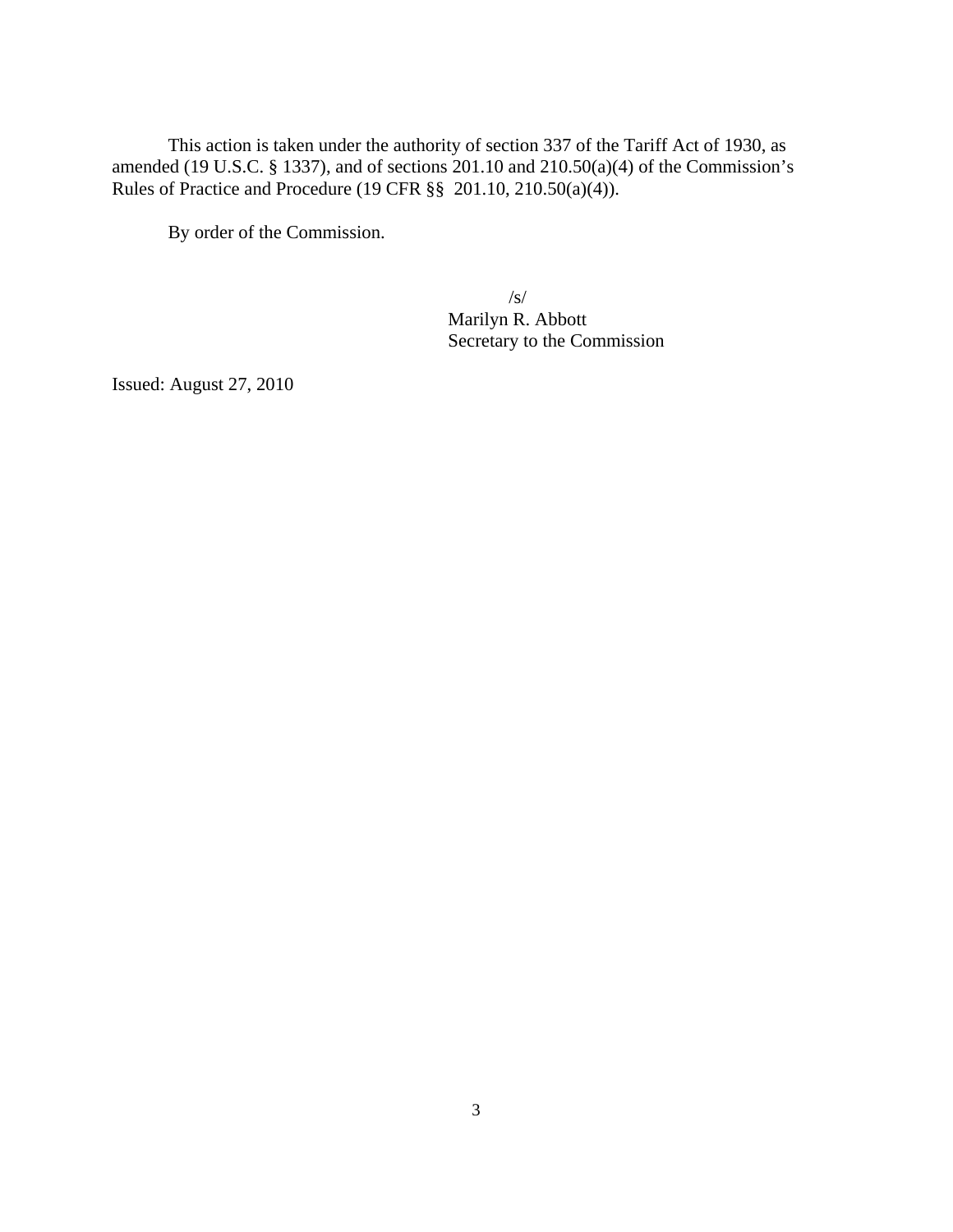This action is taken under the authority of section 337 of the Tariff Act of 1930, as amended (19 U.S.C. § 1337), and of sections 201.10 and 210.50(a)(4) of the Commission's Rules of Practice and Procedure (19 CFR §§ 201.10, 210.50(a)(4)).

By order of the Commission.

/s/
Marilyn R. Abbott
Secretary to the Commission

Issued: August 27, 2010